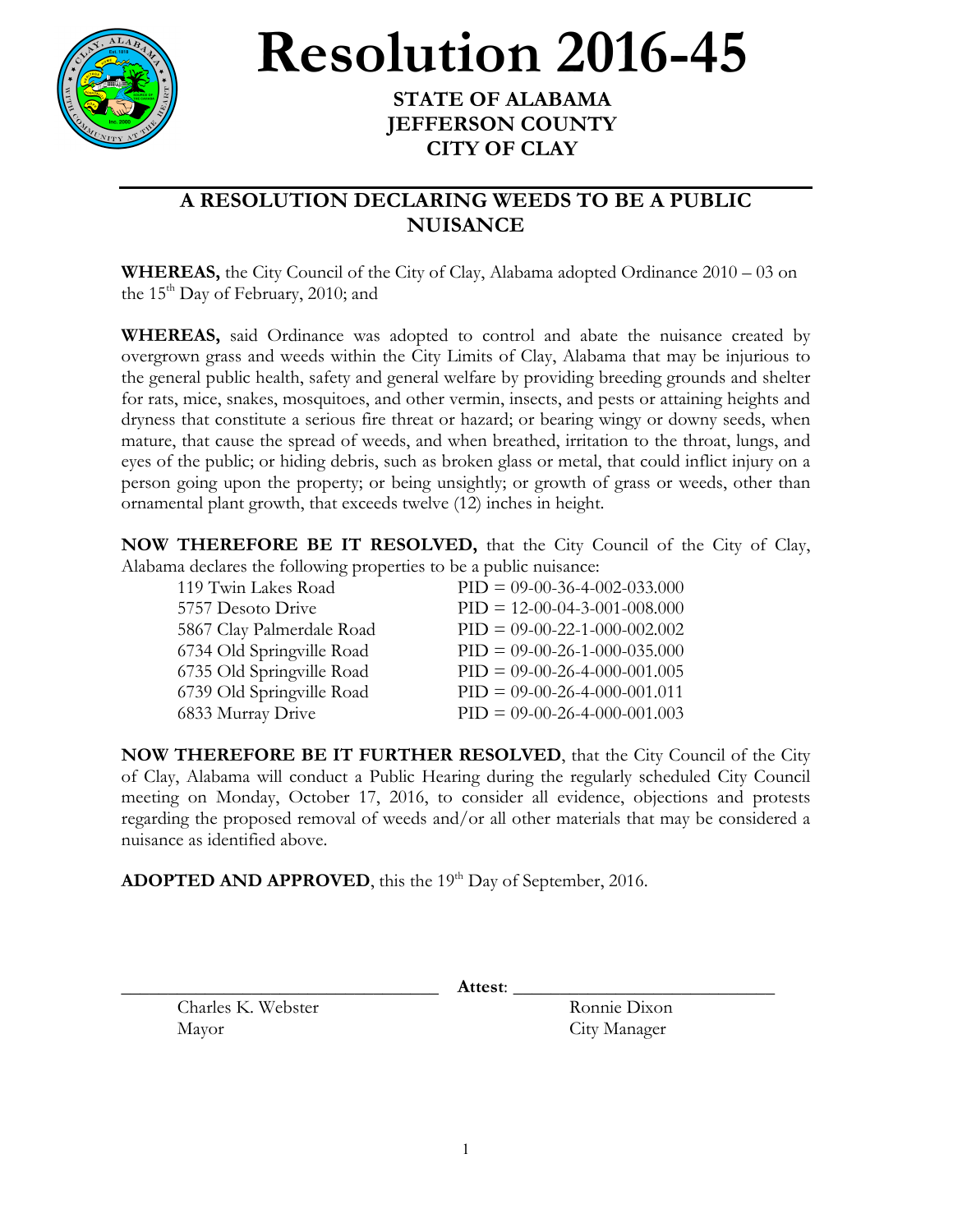# Resolution 2016-45

**STATE OF ALABAMA**
**JEFFERSON COUNTY**
**CITY OF CLAY**

## A RESOLUTION DECLARING WEEDS TO BE A PUBLIC NUISANCE

**WHEREAS,** the City Council of the City of Clay, Alabama adopted Ordinance 2010 – 03 on the 15th Day of February, 2010; and

**WHEREAS,** said Ordinance was adopted to control and abate the nuisance created by overgrown grass and weeds within the City Limits of Clay, Alabama that may be injurious to the general public health, safety and general welfare by providing breeding grounds and shelter for rats, mice, snakes, mosquitoes, and other vermin, insects, and pests or attaining heights and dryness that constitute a serious fire threat or hazard; or bearing wingy or downy seeds, when mature, that cause the spread of weeds, and when breathed, irritation to the throat, lungs, and eyes of the public; or hiding debris, such as broken glass or metal, that could inflict injury on a person going upon the property; or being unsightly; or growth of grass or weeds, other than ornamental plant growth, that exceeds twelve (12) inches in height.

**NOW THEREFORE BE IT RESOLVED,** that the City Council of the City of Clay, Alabama declares the following properties to be a public nuisance:

| Address | PID |
|---|---|
| 119 Twin Lakes Road | PID = 09-00-36-4-002-033.000 |
| 5757 Desoto Drive | PID = 12-00-04-3-001-008.000 |
| 5867 Clay Palmerdale Road | PID = 09-00-22-1-000-002.002 |
| 6734 Old Springville Road | PID = 09-00-26-1-000-035.000 |
| 6735 Old Springville Road | PID = 09-00-26-4-000-001.005 |
| 6739 Old Springville Road | PID = 09-00-26-4-000-001.011 |
| 6833 Murray Drive | PID = 09-00-26-4-000-001.003 |

**NOW THEREFORE BE IT FURTHER RESOLVED**, that the City Council of the City of Clay, Alabama will conduct a Public Hearing during the regularly scheduled City Council meeting on Monday, October 17, 2016, to consider all evidence, objections and protests regarding the proposed removal of weeds and/or all other materials that may be considered a nuisance as identified above.

**ADOPTED AND APPROVED**, this the 19th Day of September, 2016.

\_\_\_\_\_\_\_\_\_\_\_\_\_\_\_\_\_\_\_\_\_\_\_\_\_\_\_\_\_\_ **Attest**: \_\_\_\_\_\_\_\_\_\_\_\_\_\_\_\_\_\_\_\_\_\_\_\_\_\_\_\_\_\_

Charles K. Webster
Mayor

Ronnie Dixon
City Manager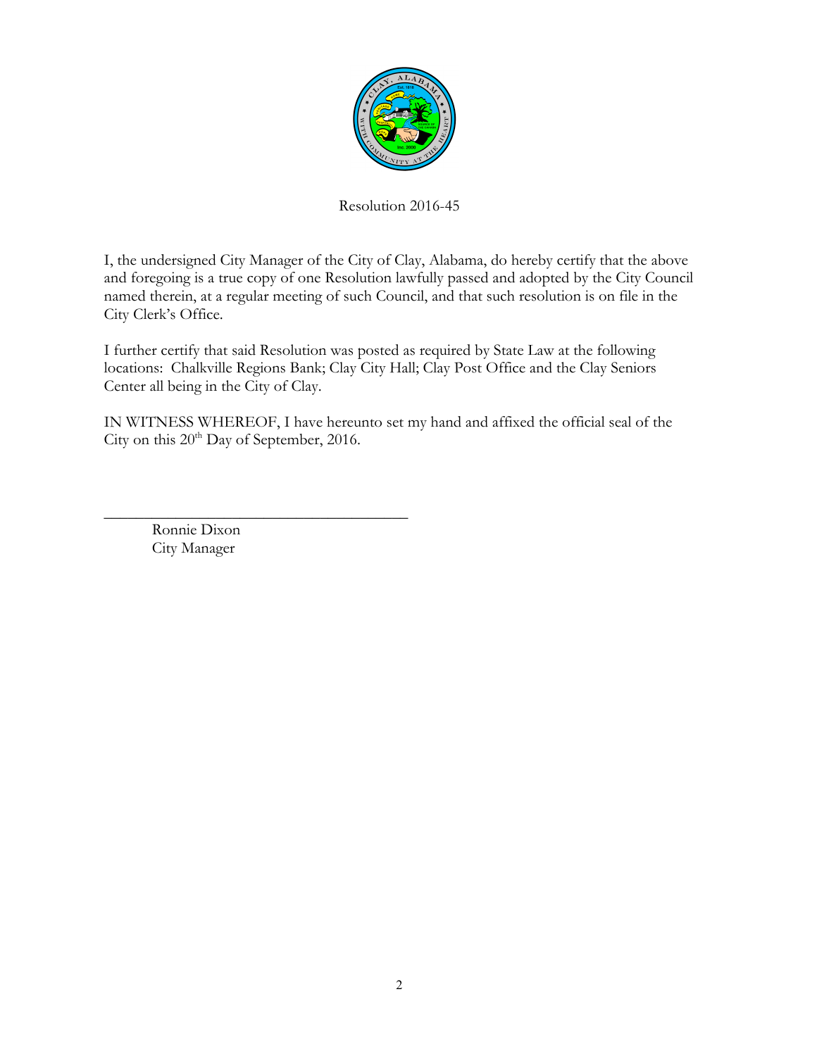Resolution 2016-45

I, the undersigned City Manager of the City of Clay, Alabama, do hereby certify that the above and foregoing is a true copy of one Resolution lawfully passed and adopted by the City Council named therein, at a regular meeting of such Council, and that such resolution is on file in the City Clerk's Office.

I further certify that said Resolution was posted as required by State Law at the following locations: Chalkville Regions Bank; Clay City Hall; Clay Post Office and the Clay Seniors Center all being in the City of Clay.

IN WITNESS WHEREOF, I have hereunto set my hand and affixed the official seal of the City on this 20th Day of September, 2016.

\_\_\_\_\_\_\_\_\_\_\_\_\_\_\_\_\_\_\_\_\_\_\_\_\_\_\_\_\_\_\_\_\_\_\_\_\_\_\_\_

Ronnie Dixon
City Manager